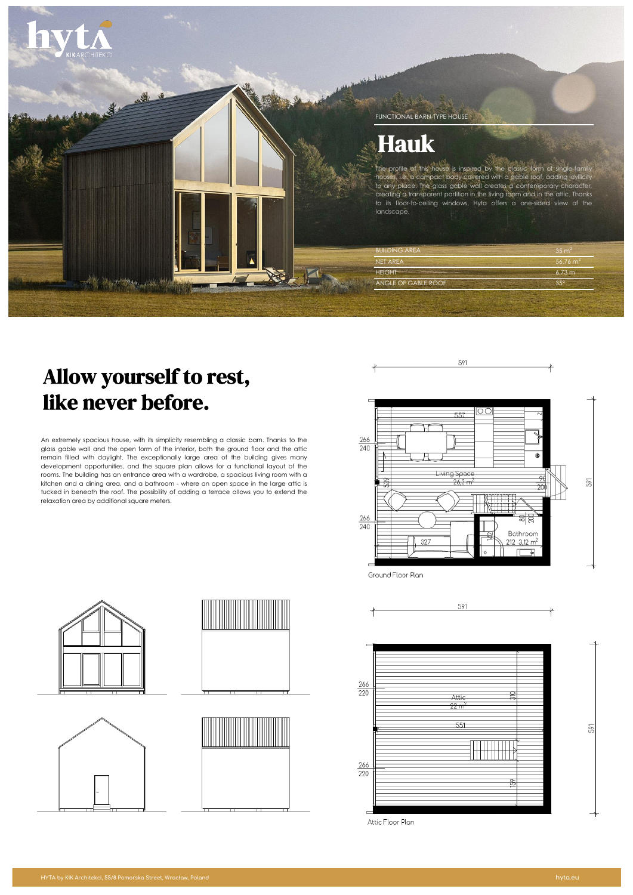FUNCTIONAL BARN-TYPE HOUSE

# Hauk

The profile of this house is inspired by the classic form of single-family houses, i.e. a compact body covered with a gable roof, adding idyllicity to any place. The glass gable wall creates a contemporary character, creating a transparent partition in the living room and in the attic. Thanks to its floor-to-ceiling windows, Hyta offers a one-sided view of the landscape.

| | |
|---|---|
| BUILDING AREA | 35 $m^2$ |
| NET AREA | 56,76 $m^2$ |
| HEIGHT | 6,73 m |
| ANGLE OF GABLE ROOF | 35° |

## Allow yourself to rest, like never before.

An extremely spacious house, with its simplicity resembling a classic barn. Thanks to the glass gable wall and the open form of the interior, both the ground floor and the attic remain filled with daylight. The exceptionally large area of the building gives many development opportunities, and the square plan allows for a functional layout of the rooms. The building has an entrance area with a wardrobe, a spacious living room with a kitchen and a dining area, and a bathroom - where an open space in the large attic is tucked in beneath the roof. The possibility of adding a terrace allows you to extend the relaxation area by additional square meters.

Ground Floor Plan

Attic Floor Plan

HYTA by KIK Architekci, 55/8 Pomorska Street, Wrocław, Poland

hyta.eu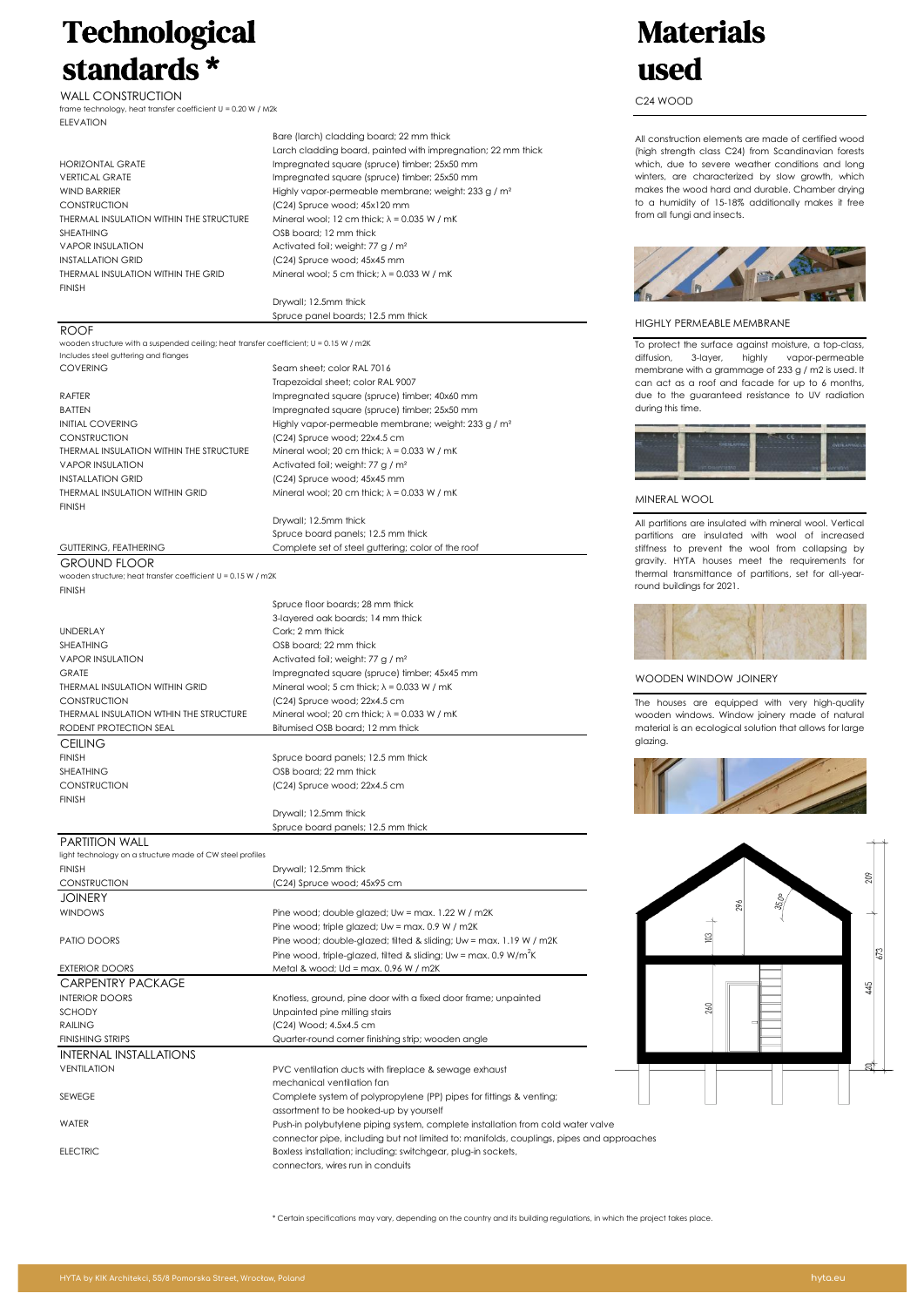# Technological standards *

## WALL CONSTRUCTION

frame technology, heat transfer coefficient U = 0.20 W / M2k

| | |
|---|---|
| ELEVATION | Bare (larch) cladding board; 22 mm thick |
| | Larch cladding board, painted with impregnation; 22 mm thick |
| HORIZONTAL GRATE | Impregnated square (spruce) timber; 25x50 mm |
| VERTICAL GRATE | Impregnated square (spruce) timber; 25x50 mm |
| WIND BARRIER | Highly vapor-permeable membrane; weight: 233 g / m² |
| CONSTRUCTION | (C24) Spruce wood; 45x120 mm |
| THERMAL INSULATION WITHIN THE STRUCTURE | Mineral wool; 12 cm thick; λ = 0.035 W / mK |
| SHEATHING | OSB board; 12 mm thick |
| VAPOR INSULATION | Activated foil; weight: 77 g / m² |
| INSTALLATION GRID | (C24) Spruce wood; 45x45 mm |
| THERMAL INSULATION WITHIN THE GRID | Mineral wool; 5 cm thick; λ = 0.033 W / mK |
| FINISH | Drywall; 12.5mm thick |
| | Spruce panel boards; 12.5 mm thick |

## ROOF

wooden structure with a suspended ceiling; heat transfer coefficient; U = 0.15 W / m2K
Includes steel guttering and flanges

| | |
|---|---|
| COVERING | Seam sheet; color RAL 7016 |
| | Trapezoidal sheet; color RAL 9007 |
| RAFTER | Impregnated square (spruce) timber; 40x60 mm |
| BATTEN | Impregnated square (spruce) timber; 25x50 mm |
| INITIAL COVERING | Highly vapor-permeable membrane; weight: 233 g / m² |
| CONSTRUCTION | (C24) Spruce wood; 22x4.5 cm |
| THERMAL INSULATION WITHIN THE STRUCTURE | Mineral wool; 20 cm thick; λ = 0.033 W / mK |
| VAPOR INSULATION | Activated foil; weight: 77 g / m² |
| INSTALLATION GRID | (C24) Spruce wood; 45x45 mm |
| THERMAL INSULATION WITHIN GRID | Mineral wool; 20 cm thick; λ = 0.033 W / mK |
| FINISH | Drywall; 12.5mm thick |
| | Spruce board panels; 12.5 mm thick |
| GUTTERING, FEATHERING | Complete set of steel guttering; color of the roof |

## GROUND FLOOR

wooden structure; heat transfer coefficient U = 0.15 W / m2K

| | |
|---|---|
| FINISH | Spruce floor boards; 28 mm thick |
| | 3-layered oak boards; 14 mm thick |
| UNDERLAY | Cork; 2 mm thick |
| SHEATHING | OSB board; 22 mm thick |
| VAPOR INSULATION | Activated foil; weight: 77 g / m² |
| GRATE | Impregnated square (spruce) timber; 45x45 mm |
| THERMAL INSULATION WITHIN GRID | Mineral wool; 5 cm thick; λ = 0.033 W / mK |
| CONSTRUCTION | (C24) Spruce wood; 22x4.5 cm |
| THERMAL INSULATION WTHIN THE STRUCTURE | Mineral wool; 20 cm thick; λ = 0.033 W / mK |
| RODENT PROTECTION SEAL | Bitumised OSB board; 12 mm thick |

## CEILING

| | |
|---|---|
| FINISH | Spruce board panels; 12.5 mm thick |
| SHEATHING | OSB board; 22 mm thick |
| CONSTRUCTION | (C24) Spruce wood; 22x4.5 cm |
| FINISH | Drywall; 12.5mm thick |
| | Spruce board panels; 12.5 mm thick |

## PARTITION WALL

light technology on a structure made of CW steel profiles

| | |
|---|---|
| FINISH | Drywall; 12.5mm thick |
| CONSTRUCTION | (C24) Spruce wood; 45x95 cm |

## JOINERY

| | |
|---|---|
| WINDOWS | Pine wood; double glazed; Uw = max. 1.22 W / m2K |
| | Pine wood; triple glazed; Uw = max. 0.9 W / m2K |
| PATIO DOORS | Pine wood; double-glazed; tilted & sliding; Uw = max. 1.19 W / m2K |
| | Pine wood, triple-glazed, tilted & sliding; Uw = max. 0.9 $W/m^2K$ |
| EXTERIOR DOORS | Metal & wood; Ud = max. 0.96 W / m2K |

## CARPENTRY PACKAGE

| | |
|---|---|
| INTERIOR DOORS | Knotless, ground, pine door with a fixed door frame; unpainted |
| SCHODY | Unpainted pine milling stairs |
| RAILING | (C24) Wood; 4.5x4.5 cm |
| FINISHING STRIPS | Quarter-round corner finishing strip; wooden angle |

## INTERNAL INSTALLATIONS

| | |
|---|---|
| VENTILATION | PVC ventilation ducts with fireplace & sewage exhaust |
| | mechanical ventilation fan |
| SEWEGE | Complete system of polypropylene (PP) pipes for fittings & venting; assortment to be hooked-up by yourself |
| WATER | Push-in polybutylene piping system, complete installation from cold water valve |
| | connector pipe, including but not limited to: manifolds, couplings, pipes and approaches |
| ELECTRIC | Boxless installation; including: switchgear, plug-in sockets, connectors, wires run in conduits |

# Materials used

## C24 WOOD

All construction elements are made of certified wood (high strength class C24) from Scandinavian forests which, due to severe weather conditions and long winters, are characterized by slow growth, which makes the wood hard and durable. Chamber drying to a humidity of 15-18% additionally makes it free from all fungi and insects.

## HIGHLY PERMEABLE MEMBRANE

To protect the surface against moisture, a top-class, diffusion, 3-layer, highly vapor-permeable membrane with a grammage of 233 g / m2 is used. It can act as a roof and facade for up to 6 months, due to the guaranteed resistance to UV radiation during this time.

## MINERAL WOOL

All partitions are insulated with mineral wool. Vertical partitions are insulated with wool of increased stiffness to prevent the wool from collapsing by gravity. HYTA houses meet the requirements for thermal transmittance of partitions, set for all-year-round buildings for 2021.

## WOODEN WINDOW JOINERY

The houses are equipped with very high-quality wooden windows. Window joinery made of natural material is an ecological solution that allows for large glazing.

209
296
35,0°
103
673
445
260
20

\* Certain specifications may vary, depending on the country and its building regulations, in which the project takes place.

HYTA by KIK Architekci, 55/8 Pomorska Street, Wrocław, Poland

hyta.eu